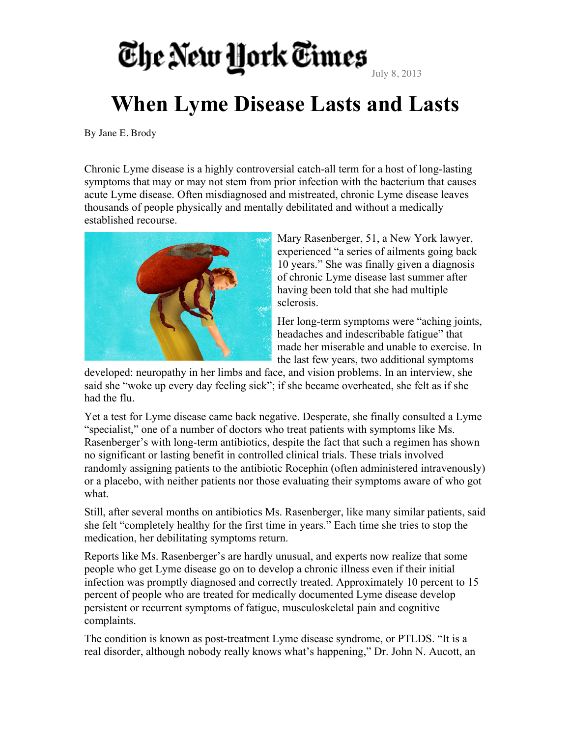The New York Times July 8, 2013

# When Lyme Disease Lasts and Lasts

By Jane E. Brody

Chronic Lyme disease is a highly controversial catch-all term for a host of long-lasting symptoms that may or may not stem from prior infection with the bacterium that causes acute Lyme disease. Often misdiagnosed and mistreated, chronic Lyme disease leaves thousands of people physically and mentally debilitated and without a medically established recourse.

Mary Rasenberger, 51, a New York lawyer, experienced "a series of ailments going back 10 years." She was finally given a diagnosis of chronic Lyme disease last summer after having been told that she had multiple sclerosis.

Her long-term symptoms were "aching joints, headaches and indescribable fatigue" that made her miserable and unable to exercise. In the last few years, two additional symptoms developed: neuropathy in her limbs and face, and vision problems. In an interview, she said she "woke up every day feeling sick"; if she became overheated, she felt as if she had the flu.

Yet a test for Lyme disease came back negative. Desperate, she finally consulted a Lyme "specialist," one of a number of doctors who treat patients with symptoms like Ms. Rasenberger's with long-term antibiotics, despite the fact that such a regimen has shown no significant or lasting benefit in controlled clinical trials. These trials involved randomly assigning patients to the antibiotic Rocephin (often administered intravenously) or a placebo, with neither patients nor those evaluating their symptoms aware of who got what.

Still, after several months on antibiotics Ms. Rasenberger, like many similar patients, said she felt "completely healthy for the first time in years." Each time she tries to stop the medication, her debilitating symptoms return.

Reports like Ms. Rasenberger's are hardly unusual, and experts now realize that some people who get Lyme disease go on to develop a chronic illness even if their initial infection was promptly diagnosed and correctly treated. Approximately 10 percent to 15 percent of people who are treated for medically documented Lyme disease develop persistent or recurrent symptoms of fatigue, musculoskeletal pain and cognitive complaints.

The condition is known as post-treatment Lyme disease syndrome, or PTLDS. "It is a real disorder, although nobody really knows what's happening," Dr. John N. Aucott, an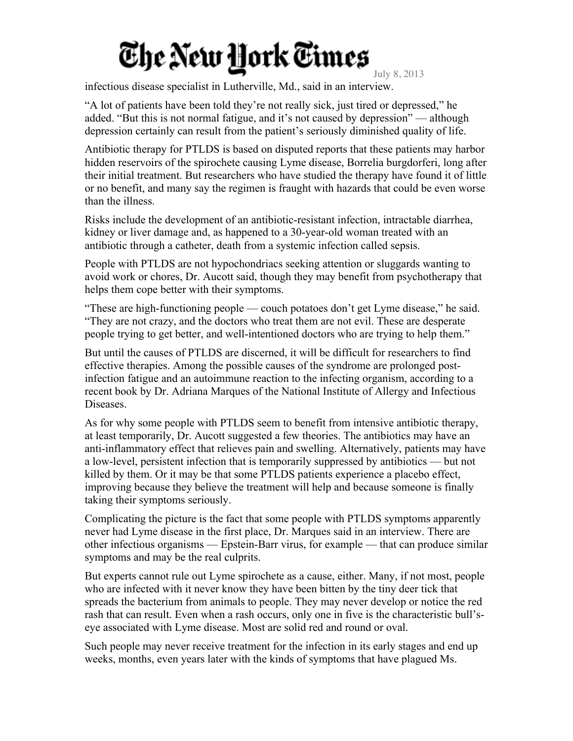infectious disease specialist in Lutherville, Md., said in an interview.

“A lot of patients have been told they’re not really sick, just tired or depressed,” he added. “But this is not normal fatigue, and it’s not caused by depression” — although depression certainly can result from the patient’s seriously diminished quality of life.

Antibiotic therapy for PTLDS is based on disputed reports that these patients may harbor hidden reservoirs of the spirochete causing Lyme disease, Borrelia burgdorferi, long after their initial treatment. But researchers who have studied the therapy have found it of little or no benefit, and many say the regimen is fraught with hazards that could be even worse than the illness.

Risks include the development of an antibiotic-resistant infection, intractable diarrhea, kidney or liver damage and, as happened to a 30-year-old woman treated with an antibiotic through a catheter, death from a systemic infection called sepsis.

People with PTLDS are not hypochondriacs seeking attention or sluggards wanting to avoid work or chores, Dr. Aucott said, though they may benefit from psychotherapy that helps them cope better with their symptoms.

“These are high-functioning people — couch potatoes don’t get Lyme disease,” he said. “They are not crazy, and the doctors who treat them are not evil. These are desperate people trying to get better, and well-intentioned doctors who are trying to help them.”

But until the causes of PTLDS are discerned, it will be difficult for researchers to find effective therapies. Among the possible causes of the syndrome are prolonged post-infection fatigue and an autoimmune reaction to the infecting organism, according to a recent book by Dr. Adriana Marques of the National Institute of Allergy and Infectious Diseases.

As for why some people with PTLDS seem to benefit from intensive antibiotic therapy, at least temporarily, Dr. Aucott suggested a few theories. The antibiotics may have an anti-inflammatory effect that relieves pain and swelling. Alternatively, patients may have a low-level, persistent infection that is temporarily suppressed by antibiotics — but not killed by them. Or it may be that some PTLDS patients experience a placebo effect, improving because they believe the treatment will help and because someone is finally taking their symptoms seriously.

Complicating the picture is the fact that some people with PTLDS symptoms apparently never had Lyme disease in the first place, Dr. Marques said in an interview. There are other infectious organisms — Epstein-Barr virus, for example — that can produce similar symptoms and may be the real culprits.

But experts cannot rule out Lyme spirochete as a cause, either. Many, if not most, people who are infected with it never know they have been bitten by the tiny deer tick that spreads the bacterium from animals to people. They may never develop or notice the red rash that can result. Even when a rash occurs, only one in five is the characteristic bull’s-eye associated with Lyme disease. Most are solid red and round or oval.

Such people may never receive treatment for the infection in its early stages and end up weeks, months, even years later with the kinds of symptoms that have plagued Ms.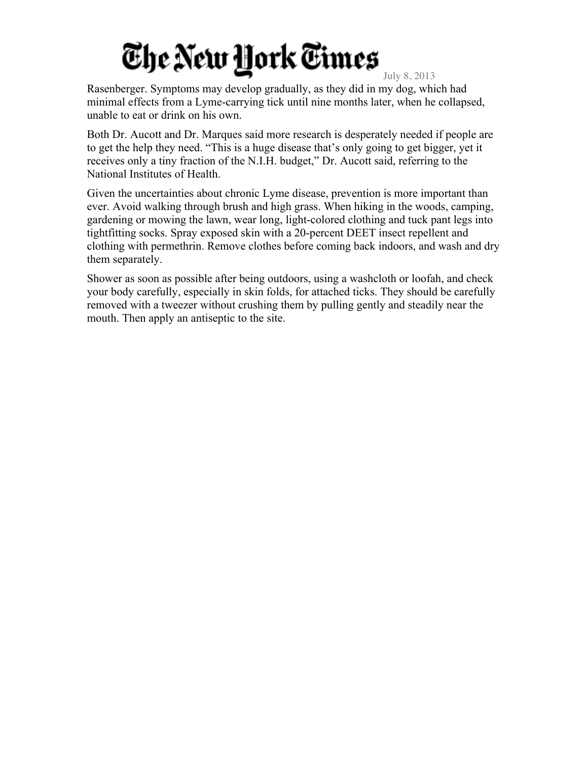Rasenberger. Symptoms may develop gradually, as they did in my dog, which had minimal effects from a Lyme-carrying tick until nine months later, when he collapsed, unable to eat or drink on his own.

Both Dr. Aucott and Dr. Marques said more research is desperately needed if people are to get the help they need. “This is a huge disease that’s only going to get bigger, yet it receives only a tiny fraction of the N.I.H. budget,” Dr. Aucott said, referring to the National Institutes of Health.

Given the uncertainties about chronic Lyme disease, prevention is more important than ever. Avoid walking through brush and high grass. When hiking in the woods, camping, gardening or mowing the lawn, wear long, light-colored clothing and tuck pant legs into tightfitting socks. Spray exposed skin with a 20-percent DEET insect repellent and clothing with permethrin. Remove clothes before coming back indoors, and wash and dry them separately.

Shower as soon as possible after being outdoors, using a washcloth or loofah, and check your body carefully, especially in skin folds, for attached ticks. They should be carefully removed with a tweezer without crushing them by pulling gently and steadily near the mouth. Then apply an antiseptic to the site.